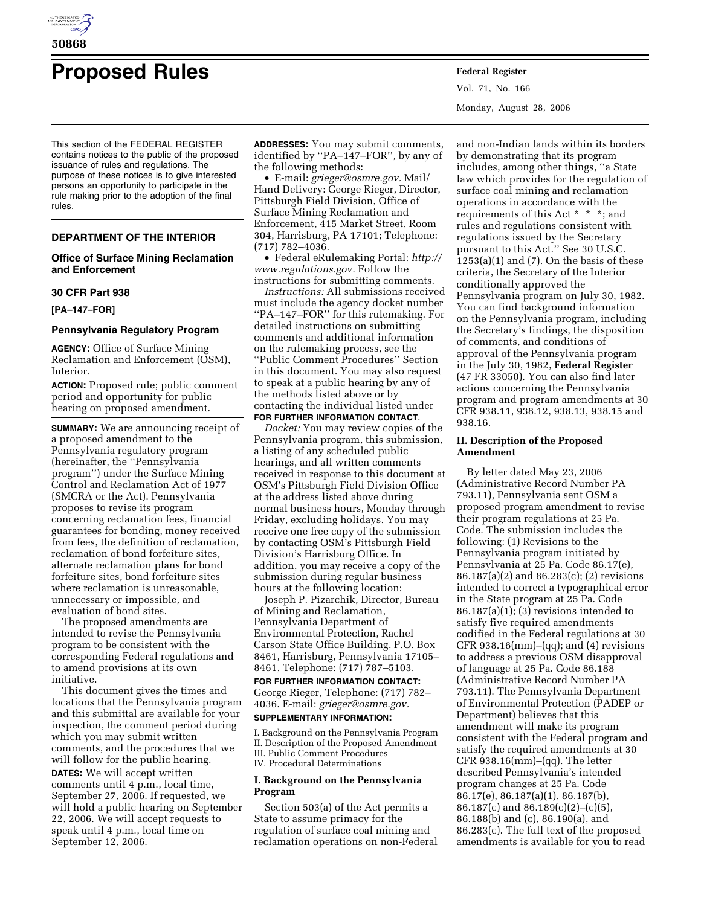# Proposed Rules

This section of the FEDERAL REGISTER contains notices to the public of the proposed issuance of rules and regulations. The purpose of these notices is to give interested persons an opportunity to participate in the rule making prior to the adoption of the final rules.

## DEPARTMENT OF THE INTERIOR

### Office of Surface Mining Reclamation and Enforcement

### 30 CFR Part 938

**[PA–147–FOR]**

### Pennsylvania Regulatory Program

**AGENCY:** Office of Surface Mining Reclamation and Enforcement (OSM), Interior.

**ACTION:** Proposed rule; public comment period and opportunity for public hearing on proposed amendment.

**SUMMARY:** We are announcing receipt of a proposed amendment to the Pennsylvania regulatory program (hereinafter, the ''Pennsylvania program'') under the Surface Mining Control and Reclamation Act of 1977 (SMCRA or the Act). Pennsylvania proposes to revise its program concerning reclamation fees, financial guarantees for bonding, money received from fees, the definition of reclamation, reclamation of bond forfeiture sites, alternate reclamation plans for bond forfeiture sites, bond forfeiture sites where reclamation is unreasonable, unnecessary or impossible, and evaluation of bond sites.

The proposed amendments are intended to revise the Pennsylvania program to be consistent with the corresponding Federal regulations and to amend provisions at its own initiative.

This document gives the times and locations that the Pennsylvania program and this submittal are available for your inspection, the comment period during which you may submit written comments, and the procedures that we will follow for the public hearing.

**DATES:** We will accept written comments until 4 p.m., local time, September 27, 2006. If requested, we will hold a public hearing on September 22, 2006. We will accept requests to speak until 4 p.m., local time on September 12, 2006.

**ADDRESSES:** You may submit comments, identified by ''PA–147–FOR'', by any of the following methods:

- E-mail: *grieger@osmre.gov.* Mail/Hand Delivery: George Rieger, Director, Pittsburgh Field Division, Office of Surface Mining Reclamation and Enforcement, 415 Market Street, Room 304, Harrisburg, PA 17101; Telephone: (717) 782–4036.
- Federal eRulemaking Portal: *http://www.regulations.gov.* Follow the instructions for submitting comments.

*Instructions:* All submissions received must include the agency docket number ''PA–147–FOR'' for this rulemaking. For detailed instructions on submitting comments and additional information on the rulemaking process, see the ''Public Comment Procedures'' Section in this document. You may also request to speak at a public hearing by any of the methods listed above or by contacting the individual listed under **FOR FURTHER INFORMATION CONTACT**.

*Docket:* You may review copies of the Pennsylvania program, this submission, a listing of any scheduled public hearings, and all written comments received in response to this document at OSM's Pittsburgh Field Division Office at the address listed above during normal business hours, Monday through Friday, excluding holidays. You may receive one free copy of the submission by contacting OSM's Pittsburgh Field Division's Harrisburg Office. In addition, you may receive a copy of the submission during regular business hours at the following location:

Joseph P. Pizarchik, Director, Bureau of Mining and Reclamation, Pennsylvania Department of Environmental Protection, Rachel Carson State Office Building, P.O. Box 8461, Harrisburg, Pennsylvania 17105–8461, Telephone: (717) 787–5103.

**FOR FURTHER INFORMATION CONTACT:** George Rieger, Telephone: (717) 782–4036. E-mail: *grieger@osmre.gov.*

**SUPPLEMENTARY INFORMATION:**

I. Background on the Pennsylvania Program
II. Description of the Proposed Amendment
III. Public Comment Procedures
IV. Procedural Determinations

## I. Background on the Pennsylvania Program

Section 503(a) of the Act permits a State to assume primacy for the regulation of surface coal mining and reclamation operations on non-Federal and non-Indian lands within its borders by demonstrating that its program includes, among other things, ''a State law which provides for the regulation of surface coal mining and reclamation operations in accordance with the requirements of this Act * * *; and rules and regulations consistent with regulations issued by the Secretary pursuant to this Act.'' See 30 U.S.C. 1253(a)(1) and (7). On the basis of these criteria, the Secretary of the Interior conditionally approved the Pennsylvania program on July 30, 1982. You can find background information on the Pennsylvania program, including the Secretary's findings, the disposition of comments, and conditions of approval of the Pennsylvania program in the July 30, 1982, **Federal Register** (47 FR 33050). You can also find later actions concerning the Pennsylvania program and program amendments at 30 CFR 938.11, 938.12, 938.13, 938.15 and 938.16.

## II. Description of the Proposed Amendment

By letter dated May 23, 2006 (Administrative Record Number PA 793.11), Pennsylvania sent OSM a proposed program amendment to revise their program regulations at 25 Pa. Code. The submission includes the following: (1) Revisions to the Pennsylvania program initiated by Pennsylvania at 25 Pa. Code 86.17(e), 86.187(a)(2) and 86.283(c); (2) revisions intended to correct a typographical error in the State program at 25 Pa. Code 86.187(a)(1); (3) revisions intended to satisfy five required amendments codified in the Federal regulations at 30 CFR 938.16(mm)–(qq); and (4) revisions to address a previous OSM disapproval of language at 25 Pa. Code 86.188 (Administrative Record Number PA 793.11). The Pennsylvania Department of Environmental Protection (PADEP or Department) believes that this amendment will make its program consistent with the Federal program and satisfy the required amendments at 30 CFR 938.16(mm)–(qq). The letter described Pennsylvania's intended program changes at 25 Pa. Code 86.17(e), 86.187(a)(1), 86.187(b), 86.187(c) and 86.189(c)(2)–(c)(5), 86.188(b) and (c), 86.190(a), and 86.283(c). The full text of the proposed amendments is available for you to read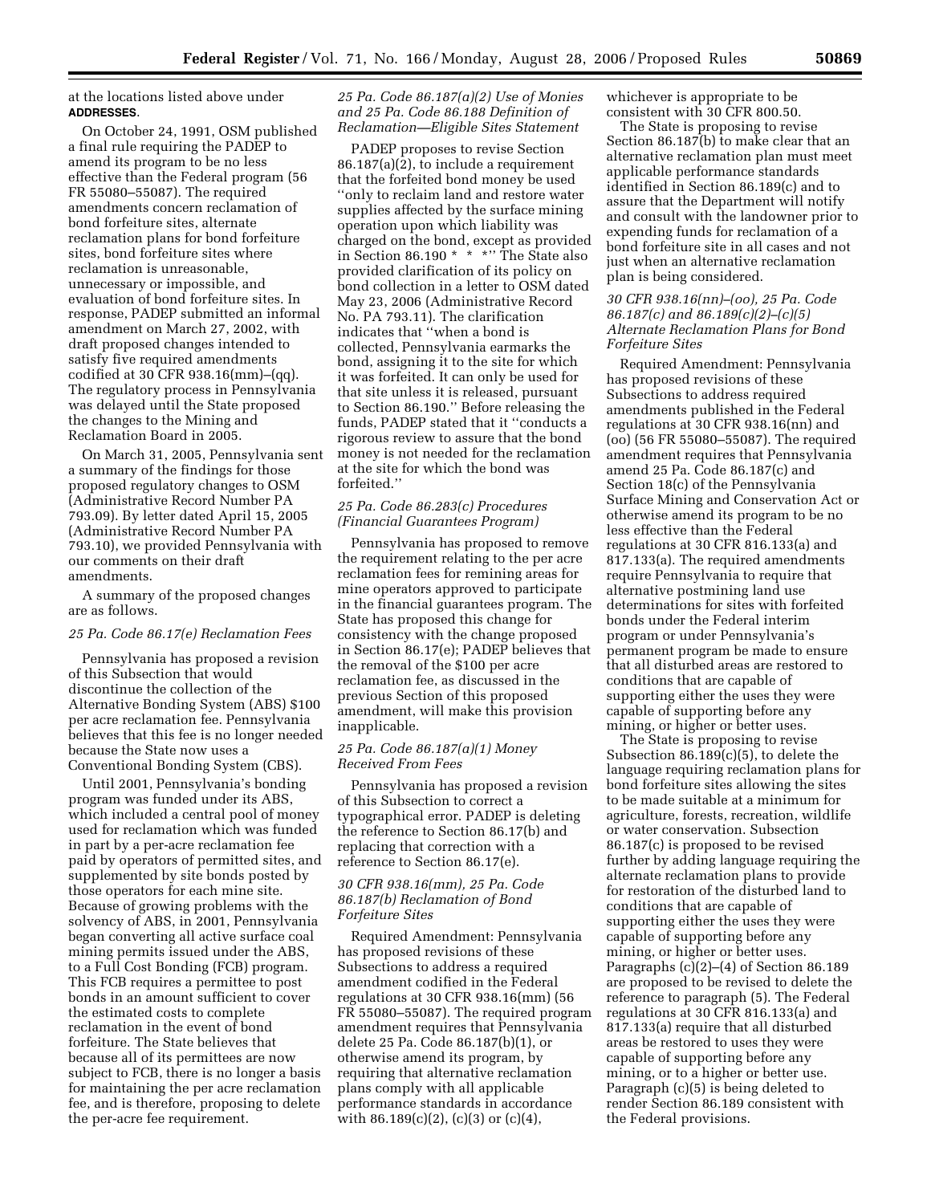at the locations listed above under **ADDRESSES**.

On October 24, 1991, OSM published a final rule requiring the PADEP to amend its program to be no less effective than the Federal program (56 FR 55080–55087). The required amendments concern reclamation of bond forfeiture sites, alternate reclamation plans for bond forfeiture sites, bond forfeiture sites where reclamation is unreasonable, unnecessary or impossible, and evaluation of bond forfeiture sites. In response, PADEP submitted an informal amendment on March 27, 2002, with draft proposed changes intended to satisfy five required amendments codified at 30 CFR 938.16(mm)–(qq). The regulatory process in Pennsylvania was delayed until the State proposed the changes to the Mining and Reclamation Board in 2005.

On March 31, 2005, Pennsylvania sent a summary of the findings for those proposed regulatory changes to OSM (Administrative Record Number PA 793.09). By letter dated April 15, 2005 (Administrative Record Number PA 793.10), we provided Pennsylvania with our comments on their draft amendments.

A summary of the proposed changes are as follows.

*25 Pa. Code 86.17(e) Reclamation Fees*

Pennsylvania has proposed a revision of this Subsection that would discontinue the collection of the Alternative Bonding System (ABS) $100 per acre reclamation fee. Pennsylvania believes that this fee is no longer needed because the State now uses a Conventional Bonding System (CBS).

Until 2001, Pennsylvania's bonding program was funded under its ABS, which included a central pool of money used for reclamation which was funded in part by a per-acre reclamation fee paid by operators of permitted sites, and supplemented by site bonds posted by those operators for each mine site. Because of growing problems with the solvency of ABS, in 2001, Pennsylvania began converting all active surface coal mining permits issued under the ABS, to a Full Cost Bonding (FCB) program. This FCB requires a permittee to post bonds in an amount sufficient to cover the estimated costs to complete reclamation in the event of bond forfeiture. The State believes that because all of its permittees are now subject to FCB, there is no longer a basis for maintaining the per acre reclamation fee, and is therefore, proposing to delete the per-acre fee requirement.

*25 Pa. Code 86.187(a)(2) Use of Monies and 25 Pa. Code 86.188 Definition of Reclamation—Eligible Sites Statement*

PADEP proposes to revise Section 86.187(a)(2), to include a requirement that the forfeited bond money be used "only to reclaim land and restore water supplies affected by the surface mining operation upon which liability was charged on the bond, except as provided in Section 86.190 * * *" The State also provided clarification of its policy on bond collection in a letter to OSM dated May 23, 2006 (Administrative Record No. PA 793.11). The clarification indicates that "when a bond is collected, Pennsylvania earmarks the bond, assigning it to the site for which it was forfeited. It can only be used for that site unless it is released, pursuant to Section 86.190." Before releasing the funds, PADEP stated that it "conducts a rigorous review to assure that the bond money is not needed for the reclamation at the site for which the bond was forfeited."

*25 Pa. Code 86.283(c) Procedures (Financial Guarantees Program)*

Pennsylvania has proposed to remove the requirement relating to the per acre reclamation fees for remining areas for mine operators approved to participate in the financial guarantees program. The State has proposed this change for consistency with the change proposed in Section 86.17(e); PADEP believes that the removal of the $100 per acre reclamation fee, as discussed in the previous Section of this proposed amendment, will make this provision inapplicable.

*25 Pa. Code 86.187(a)(1) Money Received From Fees*

Pennsylvania has proposed a revision of this Subsection to correct a typographical error. PADEP is deleting the reference to Section 86.17(b) and replacing that correction with a reference to Section 86.17(e).

*30 CFR 938.16(mm), 25 Pa. Code 86.187(b) Reclamation of Bond Forfeiture Sites*

Required Amendment: Pennsylvania has proposed revisions of these Subsections to address a required amendment codified in the Federal regulations at 30 CFR 938.16(mm) (56 FR 55080–55087). The required program amendment requires that Pennsylvania delete 25 Pa. Code 86.187(b)(1), or otherwise amend its program, by requiring that alternative reclamation plans comply with all applicable performance standards in accordance with 86.189(c)(2), (c)(3) or (c)(4), whichever is appropriate to be consistent with 30 CFR 800.50.

The State is proposing to revise Section 86.187(b) to make clear that an alternative reclamation plan must meet applicable performance standards identified in Section 86.189(c) and to assure that the Department will notify and consult with the landowner prior to expending funds for reclamation of a bond forfeiture site in all cases and not just when an alternative reclamation plan is being considered.

*30 CFR 938.16(nn)–(oo), 25 Pa. Code 86.187(c) and 86.189(c)(2)–(c)(5) Alternate Reclamation Plans for Bond Forfeiture Sites*

Required Amendment: Pennsylvania has proposed revisions of these Subsections to address required amendments published in the Federal regulations at 30 CFR 938.16(nn) and (oo) (56 FR 55080–55087). The required amendment requires that Pennsylvania amend 25 Pa. Code 86.187(c) and Section 18(c) of the Pennsylvania Surface Mining and Conservation Act or otherwise amend its program to be no less effective than the Federal regulations at 30 CFR 816.133(a) and 817.133(a). The required amendments require Pennsylvania to require that alternative postmining land use determinations for sites with forfeited bonds under the Federal interim program or under Pennsylvania's permanent program be made to ensure that all disturbed areas are restored to conditions that are capable of supporting either the uses they were capable of supporting before any mining, or higher or better uses.

The State is proposing to revise Subsection 86.189(c)(5), to delete the language requiring reclamation plans for bond forfeiture sites allowing the sites to be made suitable at a minimum for agriculture, forests, recreation, wildlife or water conservation. Subsection 86.187(c) is proposed to be revised further by adding language requiring the alternate reclamation plans to provide for restoration of the disturbed land to conditions that are capable of supporting either the uses they were capable of supporting before any mining, or higher or better uses. Paragraphs (c)(2)–(4) of Section 86.189 are proposed to be revised to delete the reference to paragraph (5). The Federal regulations at 30 CFR 816.133(a) and 817.133(a) require that all disturbed areas be restored to uses they were capable of supporting before any mining, or to a higher or better use. Paragraph (c)(5) is being deleted to render Section 86.189 consistent with the Federal provisions.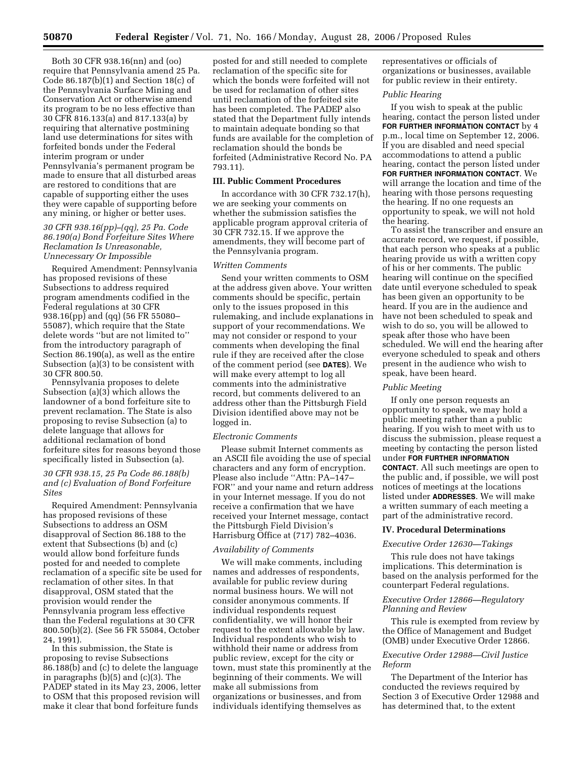Both 30 CFR 938.16(nn) and (oo) require that Pennsylvania amend 25 Pa. Code 86.187(b)(1) and Section 18(c) of the Pennsylvania Surface Mining and Conservation Act or otherwise amend its program to be no less effective than 30 CFR 816.133(a) and 817.133(a) by requiring that alternative postmining land use determinations for sites with forfeited bonds under the Federal interim program or under Pennsylvania's permanent program be made to ensure that all disturbed areas are restored to conditions that are capable of supporting either the uses they were capable of supporting before any mining, or higher or better uses.

*30 CFR 938.16(pp)–(qq), 25 Pa. Code 86.190(a) Bond Forfeiture Sites Where Reclamation Is Unreasonable, Unnecessary Or Impossible*

Required Amendment: Pennsylvania has proposed revisions of these Subsections to address required program amendments codified in the Federal regulations at 30 CFR 938.16(pp) and (qq) (56 FR 55080–55087), which require that the State delete words ''but are not limited to'' from the introductory paragraph of Section 86.190(a), as well as the entire Subsection (a)(3) to be consistent with 30 CFR 800.50.

Pennsylvania proposes to delete Subsection (a)(3) which allows the landowner of a bond forfeiture site to prevent reclamation. The State is also proposing to revise Subsection (a) to delete language that allows for additional reclamation of bond forfeiture sites for reasons beyond those specifically listed in Subsection (a).

*30 CFR 938.15, 25 Pa Code 86.188(b) and (c) Evaluation of Bond Forfeiture Sites*

Required Amendment: Pennsylvania has proposed revisions of these Subsections to address an OSM disapproval of Section 86.188 to the extent that Subsections (b) and (c) would allow bond forfeiture funds posted for and needed to complete reclamation of a specific site be used for reclamation of other sites. In that disapproval, OSM stated that the provision would render the Pennsylvania program less effective than the Federal regulations at 30 CFR 800.50(b)(2). (See 56 FR 55084, October 24, 1991).

In this submission, the State is proposing to revise Subsections 86.188(b) and (c) to delete the language in paragraphs (b)(5) and (c)(3). The PADEP stated in its May 23, 2006, letter to OSM that this proposed revision will make it clear that bond forfeiture funds posted for and still needed to complete reclamation of the specific site for which the bonds were forfeited will not be used for reclamation of other sites until reclamation of the forfeited site has been completed. The PADEP also stated that the Department fully intends to maintain adequate bonding so that funds are available for the completion of reclamation should the bonds be forfeited (Administrative Record No. PA 793.11).

## III. Public Comment Procedures

In accordance with 30 CFR 732.17(h), we are seeking your comments on whether the submission satisfies the applicable program approval criteria of 30 CFR 732.15. If we approve the amendments, they will become part of the Pennsylvania program.

*Written Comments*

Send your written comments to OSM at the address given above. Your written comments should be specific, pertain only to the issues proposed in this rulemaking, and include explanations in support of your recommendations. We may not consider or respond to your comments when developing the final rule if they are received after the close of the comment period (see **DATES**). We will make every attempt to log all comments into the administrative record, but comments delivered to an address other than the Pittsburgh Field Division identified above may not be logged in.

*Electronic Comments*

Please submit Internet comments as an ASCII file avoiding the use of special characters and any form of encryption. Please also include ''Attn: PA–147–FOR'' and your name and return address in your Internet message. If you do not receive a confirmation that we have received your Internet message, contact the Pittsburgh Field Division's Harrisburg Office at (717) 782–4036.

*Availability of Comments*

We will make comments, including names and addresses of respondents, available for public review during normal business hours. We will not consider anonymous comments. If individual respondents request confidentiality, we will honor their request to the extent allowable by law. Individual respondents who wish to withhold their name or address from public review, except for the city or town, must state this prominently at the beginning of their comments. We will make all submissions from organizations or businesses, and from individuals identifying themselves as representatives or officials of organizations or businesses, available for public review in their entirety.

*Public Hearing*

If you wish to speak at the public hearing, contact the person listed under **FOR FURTHER INFORMATION CONTACT** by 4 p.m., local time on September 12, 2006. If you are disabled and need special accommodations to attend a public hearing, contact the person listed under **FOR FURTHER INFORMATION CONTACT**. We will arrange the location and time of the hearing with those persons requesting the hearing. If no one requests an opportunity to speak, we will not hold the hearing.

To assist the transcriber and ensure an accurate record, we request, if possible, that each person who speaks at a public hearing provide us with a written copy of his or her comments. The public hearing will continue on the specified date until everyone scheduled to speak has been given an opportunity to be heard. If you are in the audience and have not been scheduled to speak and wish to do so, you will be allowed to speak after those who have been scheduled. We will end the hearing after everyone scheduled to speak and others present in the audience who wish to speak, have been heard.

*Public Meeting*

If only one person requests an opportunity to speak, we may hold a public meeting rather than a public hearing. If you wish to meet with us to discuss the submission, please request a meeting by contacting the person listed under **FOR FURTHER INFORMATION CONTACT**. All such meetings are open to the public and, if possible, we will post notices of meetings at the locations listed under **ADDRESSES**. We will make a written summary of each meeting a part of the administrative record.

## IV. Procedural Determinations

*Executive Order 12630—Takings*

This rule does not have takings implications. This determination is based on the analysis performed for the counterpart Federal regulations.

*Executive Order 12866—Regulatory Planning and Review*

This rule is exempted from review by the Office of Management and Budget (OMB) under Executive Order 12866.

*Executive Order 12988—Civil Justice Reform*

The Department of the Interior has conducted the reviews required by Section 3 of Executive Order 12988 and has determined that, to the extent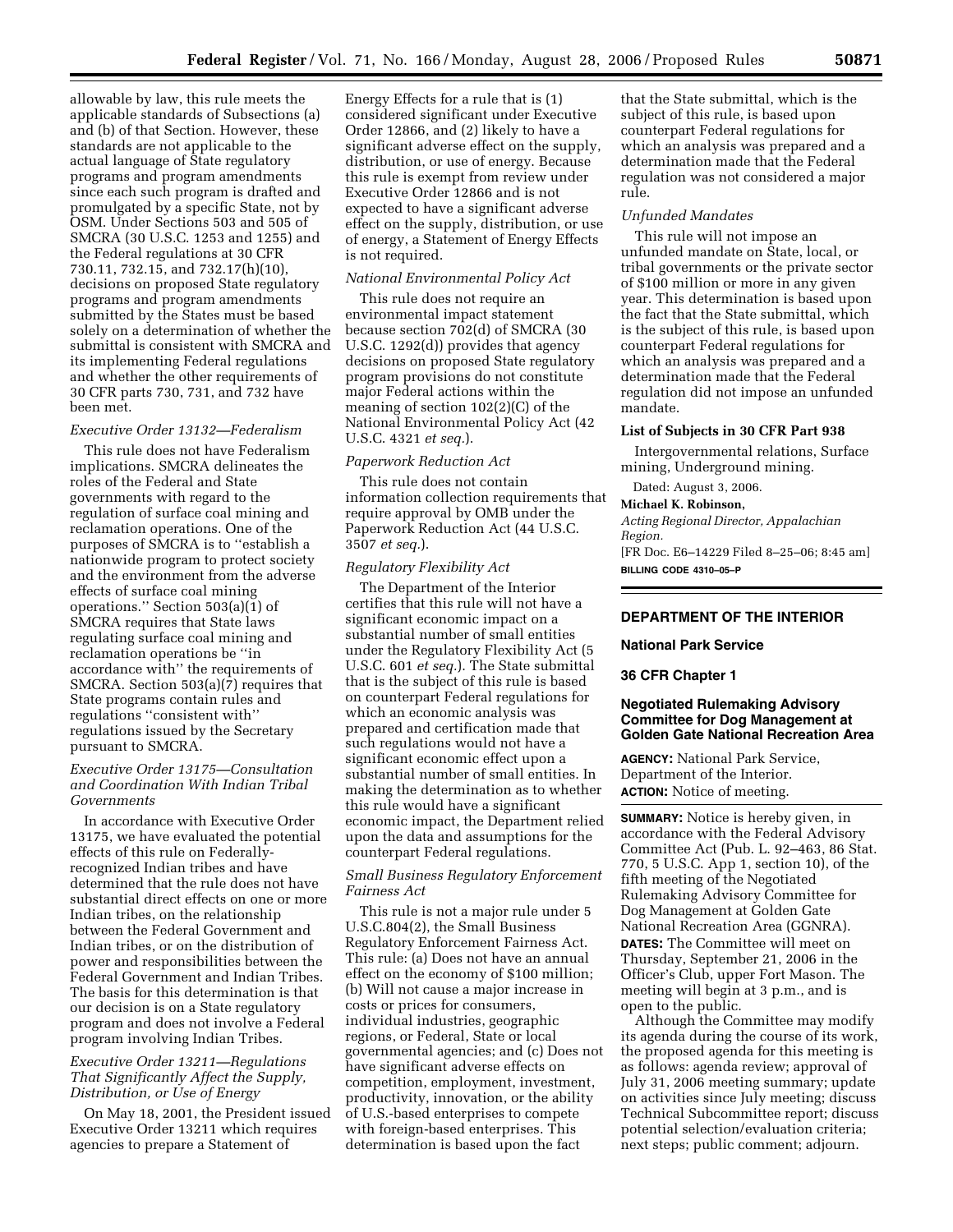allowable by law, this rule meets the applicable standards of Subsections (a) and (b) of that Section. However, these standards are not applicable to the actual language of State regulatory programs and program amendments since each such program is drafted and promulgated by a specific State, not by OSM. Under Sections 503 and 505 of SMCRA (30 U.S.C. 1253 and 1255) and the Federal regulations at 30 CFR 730.11, 732.15, and 732.17(h)(10), decisions on proposed State regulatory programs and program amendments submitted by the States must be based solely on a determination of whether the submittal is consistent with SMCRA and its implementing Federal regulations and whether the other requirements of 30 CFR parts 730, 731, and 732 have been met.

*Executive Order 13132—Federalism*

This rule does not have Federalism implications. SMCRA delineates the roles of the Federal and State governments with regard to the regulation of surface coal mining and reclamation operations. One of the purposes of SMCRA is to ''establish a nationwide program to protect society and the environment from the adverse effects of surface coal mining operations.'' Section 503(a)(1) of SMCRA requires that State laws regulating surface coal mining and reclamation operations be ''in accordance with'' the requirements of SMCRA. Section 503(a)(7) requires that State programs contain rules and regulations ''consistent with'' regulations issued by the Secretary pursuant to SMCRA.

*Executive Order 13175—Consultation and Coordination With Indian Tribal Governments*

In accordance with Executive Order 13175, we have evaluated the potential effects of this rule on Federally-recognized Indian tribes and have determined that the rule does not have substantial direct effects on one or more Indian tribes, on the relationship between the Federal Government and Indian tribes, or on the distribution of power and responsibilities between the Federal Government and Indian Tribes. The basis for this determination is that our decision is on a State regulatory program and does not involve a Federal program involving Indian Tribes.

*Executive Order 13211—Regulations That Significantly Affect the Supply, Distribution, or Use of Energy*

On May 18, 2001, the President issued Executive Order 13211 which requires agencies to prepare a Statement of Energy Effects for a rule that is (1) considered significant under Executive Order 12866, and (2) likely to have a significant adverse effect on the supply, distribution, or use of energy. Because this rule is exempt from review under Executive Order 12866 and is not expected to have a significant adverse effect on the supply, distribution, or use of energy, a Statement of Energy Effects is not required.

*National Environmental Policy Act*

This rule does not require an environmental impact statement because section 702(d) of SMCRA (30 U.S.C. 1292(d)) provides that agency decisions on proposed State regulatory program provisions do not constitute major Federal actions within the meaning of section 102(2)(C) of the National Environmental Policy Act (42 U.S.C. 4321 *et seq.*).

*Paperwork Reduction Act*

This rule does not contain information collection requirements that require approval by OMB under the Paperwork Reduction Act (44 U.S.C. 3507 *et seq.*).

*Regulatory Flexibility Act*

The Department of the Interior certifies that this rule will not have a significant economic impact on a substantial number of small entities under the Regulatory Flexibility Act (5 U.S.C. 601 *et seq.*). The State submittal that is the subject of this rule is based on counterpart Federal regulations for which an economic analysis was prepared and certification made that such regulations would not have a significant economic effect upon a substantial number of small entities. In making the determination as to whether this rule would have a significant economic impact, the Department relied upon the data and assumptions for the counterpart Federal regulations.

*Small Business Regulatory Enforcement Fairness Act*

This rule is not a major rule under 5 U.S.C.804(2), the Small Business Regulatory Enforcement Fairness Act. This rule: (a) Does not have an annual effect on the economy of $100 million; (b) Will not cause a major increase in costs or prices for consumers, individual industries, geographic regions, or Federal, State or local governmental agencies; and (c) Does not have significant adverse effects on competition, employment, investment, productivity, innovation, or the ability of U.S.-based enterprises to compete with foreign-based enterprises. This determination is based upon the fact that the State submittal, which is the subject of this rule, is based upon counterpart Federal regulations for which an analysis was prepared and a determination made that the Federal regulation was not considered a major rule.

*Unfunded Mandates*

This rule will not impose an unfunded mandate on State, local, or tribal governments or the private sector of $100 million or more in any given year. This determination is based upon the fact that the State submittal, which is the subject of this rule, is based upon counterpart Federal regulations for which an analysis was prepared and a determination made that the Federal regulation did not impose an unfunded mandate.

**List of Subjects in 30 CFR Part 938**

Intergovernmental relations, Surface mining, Underground mining.

Dated: August 3, 2006.

**Michael K. Robinson,**

*Acting Regional Director, Appalachian Region.*

[FR Doc. E6–14229 Filed 8–25–06; 8:45 am]

**BILLING CODE 4310–05–P**

---

## DEPARTMENT OF THE INTERIOR

### National Park Service

### 36 CFR Chapter 1

### Negotiated Rulemaking Advisory Committee for Dog Management at Golden Gate National Recreation Area

**AGENCY:** National Park Service, Department of the Interior.

**ACTION:** Notice of meeting.

**SUMMARY:** Notice is hereby given, in accordance with the Federal Advisory Committee Act (Pub. L. 92–463, 86 Stat. 770, 5 U.S.C. App 1, section 10), of the fifth meeting of the Negotiated Rulemaking Advisory Committee for Dog Management at Golden Gate National Recreation Area (GGNRA).

**DATES:** The Committee will meet on Thursday, September 21, 2006 in the Officer's Club, upper Fort Mason. The meeting will begin at 3 p.m., and is open to the public.

Although the Committee may modify its agenda during the course of its work, the proposed agenda for this meeting is as follows: agenda review; approval of July 31, 2006 meeting summary; update on activities since July meeting; discuss Technical Subcommittee report; discuss potential selection/evaluation criteria; next steps; public comment; adjourn.